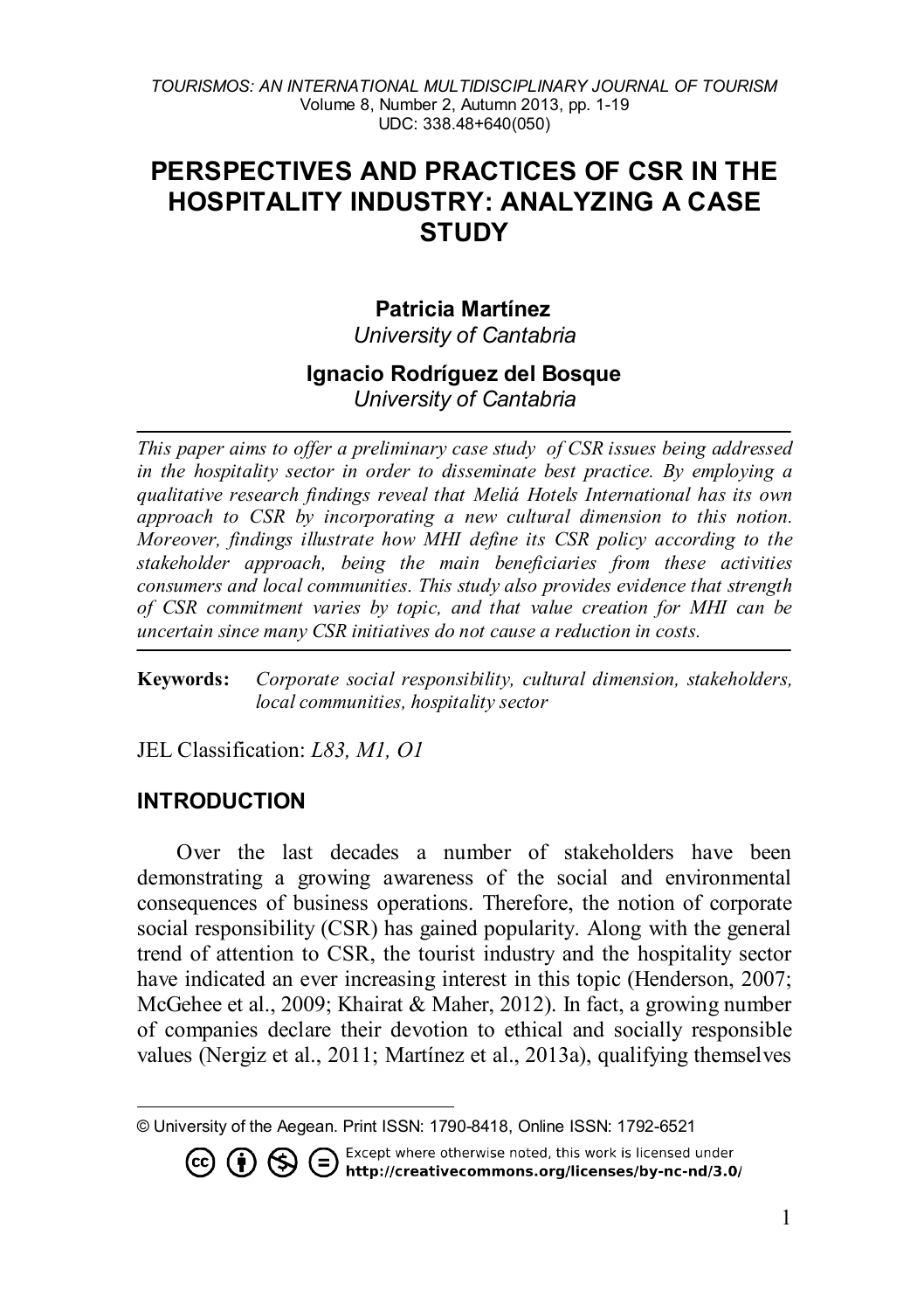# PERSPECTIVES AND PRACTICES OF CSR IN THE HOSPITALITY INDUSTRY: ANALYZING A CASE STUDY

**Patricia Martínez**
*University of Cantabria*

**Ignacio Rodríguez del Bosque**
*University of Cantabria*

---

*This paper aims to offer a preliminary case study of CSR issues being addressed in the hospitality sector in order to disseminate best practice. By employing a qualitative research findings reveal that Meliá Hotels International has its own approach to CSR by incorporating a new cultural dimension to this notion. Moreover, findings illustrate how MHI define its CSR policy according to the stakeholder approach, being the main beneficiaries from these activities consumers and local communities. This study also provides evidence that strength of CSR commitment varies by topic, and that value creation for MHI can be uncertain since many CSR initiatives do not cause a reduction in costs.*

---

**Keywords:** *Corporate social responsibility, cultural dimension, stakeholders, local communities, hospitality sector*

JEL Classification: *L83, M1, O1*

## INTRODUCTION

Over the last decades a number of stakeholders have been demonstrating a growing awareness of the social and environmental consequences of business operations. Therefore, the notion of corporate social responsibility (CSR) has gained popularity. Along with the general trend of attention to CSR, the tourist industry and the hospitality sector have indicated an ever increasing interest in this topic (Henderson, 2007; McGehee et al., 2009; Khairat & Maher, 2012). In fact, a growing number of companies declare their devotion to ethical and socially responsible values (Nergiz et al., 2011; Martínez et al., 2013a), qualifying themselves

---

© University of the Aegean. Print ISSN: 1790-8418, Online ISSN: 1792-6521

Except where otherwise noted, this work is licensed under **http://creativecommons.org/licenses/by-nc-nd/3.0/**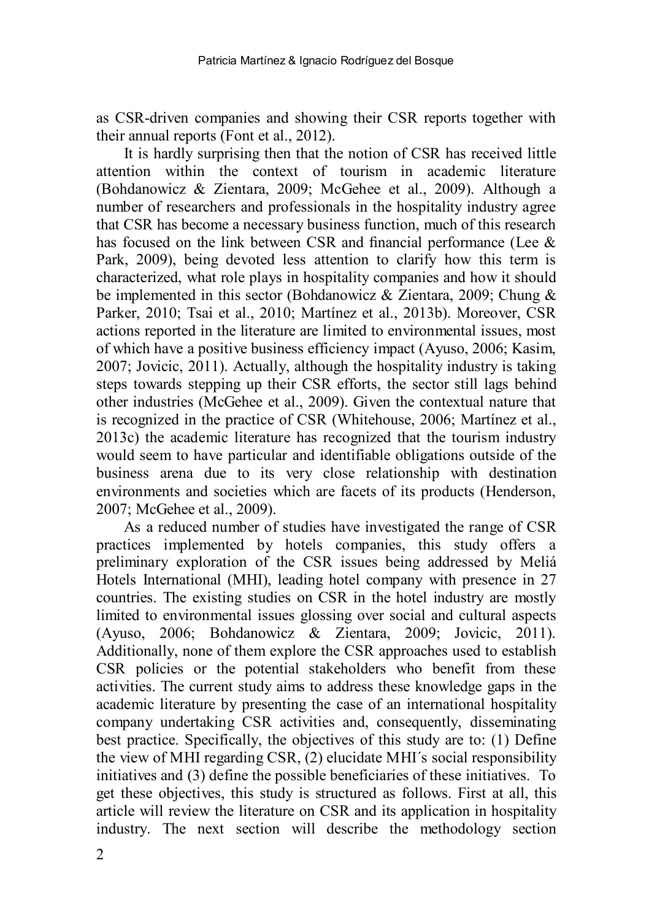as CSR-driven companies and showing their CSR reports together with their annual reports (Font et al., 2012).

It is hardly surprising then that the notion of CSR has received little attention within the context of tourism in academic literature (Bohdanowicz & Zientara, 2009; McGehee et al., 2009). Although a number of researchers and professionals in the hospitality industry agree that CSR has become a necessary business function, much of this research has focused on the link between CSR and financial performance (Lee & Park, 2009), being devoted less attention to clarify how this term is characterized, what role plays in hospitality companies and how it should be implemented in this sector (Bohdanowicz & Zientara, 2009; Chung & Parker, 2010; Tsai et al., 2010; Martínez et al., 2013b). Moreover, CSR actions reported in the literature are limited to environmental issues, most of which have a positive business efficiency impact (Ayuso, 2006; Kasim, 2007; Jovicic, 2011). Actually, although the hospitality industry is taking steps towards stepping up their CSR efforts, the sector still lags behind other industries (McGehee et al., 2009). Given the contextual nature that is recognized in the practice of CSR (Whitehouse, 2006; Martínez et al., 2013c) the academic literature has recognized that the tourism industry would seem to have particular and identifiable obligations outside of the business arena due to its very close relationship with destination environments and societies which are facets of its products (Henderson, 2007; McGehee et al., 2009).

As a reduced number of studies have investigated the range of CSR practices implemented by hotels companies, this study offers a preliminary exploration of the CSR issues being addressed by Meliá Hotels International (MHI), leading hotel company with presence in 27 countries. The existing studies on CSR in the hotel industry are mostly limited to environmental issues glossing over social and cultural aspects (Ayuso, 2006; Bohdanowicz & Zientara, 2009; Jovicic, 2011). Additionally, none of them explore the CSR approaches used to establish CSR policies or the potential stakeholders who benefit from these activities. The current study aims to address these knowledge gaps in the academic literature by presenting the case of an international hospitality company undertaking CSR activities and, consequently, disseminating best practice. Specifically, the objectives of this study are to: (1) Define the view of MHI regarding CSR, (2) elucidate MHI´s social responsibility initiatives and (3) define the possible beneficiaries of these initiatives. To get these objectives, this study is structured as follows. First at all, this article will review the literature on CSR and its application in hospitality industry. The next section will describe the methodology section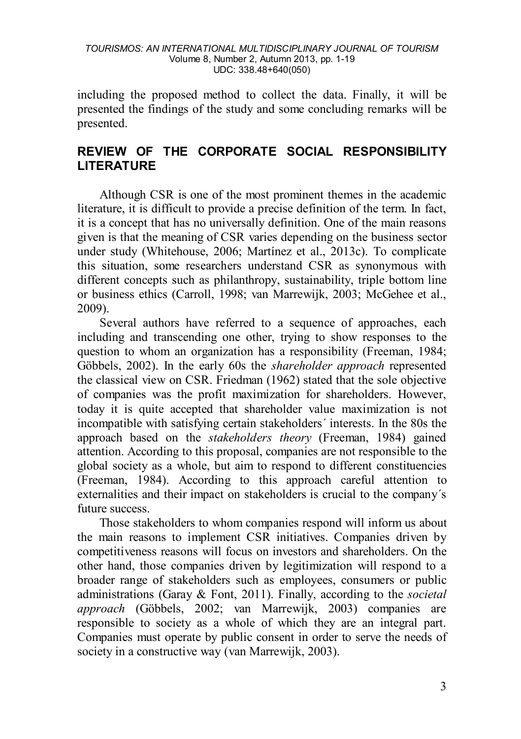including the proposed method to collect the data. Finally, it will be presented the findings of the study and some concluding remarks will be presented.

## REVIEW OF THE CORPORATE SOCIAL RESPONSIBILITY LITERATURE

Although CSR is one of the most prominent themes in the academic literature, it is difficult to provide a precise definition of the term. In fact, it is a concept that has no universally definition. One of the main reasons given is that the meaning of CSR varies depending on the business sector under study (Whitehouse, 2006; Martínez et al., 2013c). To complicate this situation, some researchers understand CSR as synonymous with different concepts such as philanthropy, sustainability, triple bottom line or business ethics (Carroll, 1998; van Marrewijk, 2003; McGehee et al., 2009).

Several authors have referred to a sequence of approaches, each including and transcending one other, trying to show responses to the question to whom an organization has a responsibility (Freeman, 1984; Göbbels, 2002). In the early 60s the *shareholder approach* represented the classical view on CSR. Friedman (1962) stated that the sole objective of companies was the profit maximization for shareholders. However, today it is quite accepted that shareholder value maximization is not incompatible with satisfying certain stakeholders´ interests. In the 80s the approach based on the *stakeholders theory* (Freeman, 1984) gained attention. According to this proposal, companies are not responsible to the global society as a whole, but aim to respond to different constituencies (Freeman, 1984). According to this approach careful attention to externalities and their impact on stakeholders is crucial to the company´s future success.

Those stakeholders to whom companies respond will inform us about the main reasons to implement CSR initiatives. Companies driven by competitiveness reasons will focus on investors and shareholders. On the other hand, those companies driven by legitimization will respond to a broader range of stakeholders such as employees, consumers or public administrations (Garay & Font, 2011). Finally, according to the *societal approach* (Göbbels, 2002; van Marrewijk, 2003) companies are responsible to society as a whole of which they are an integral part. Companies must operate by public consent in order to serve the needs of society in a constructive way (van Marrewijk, 2003).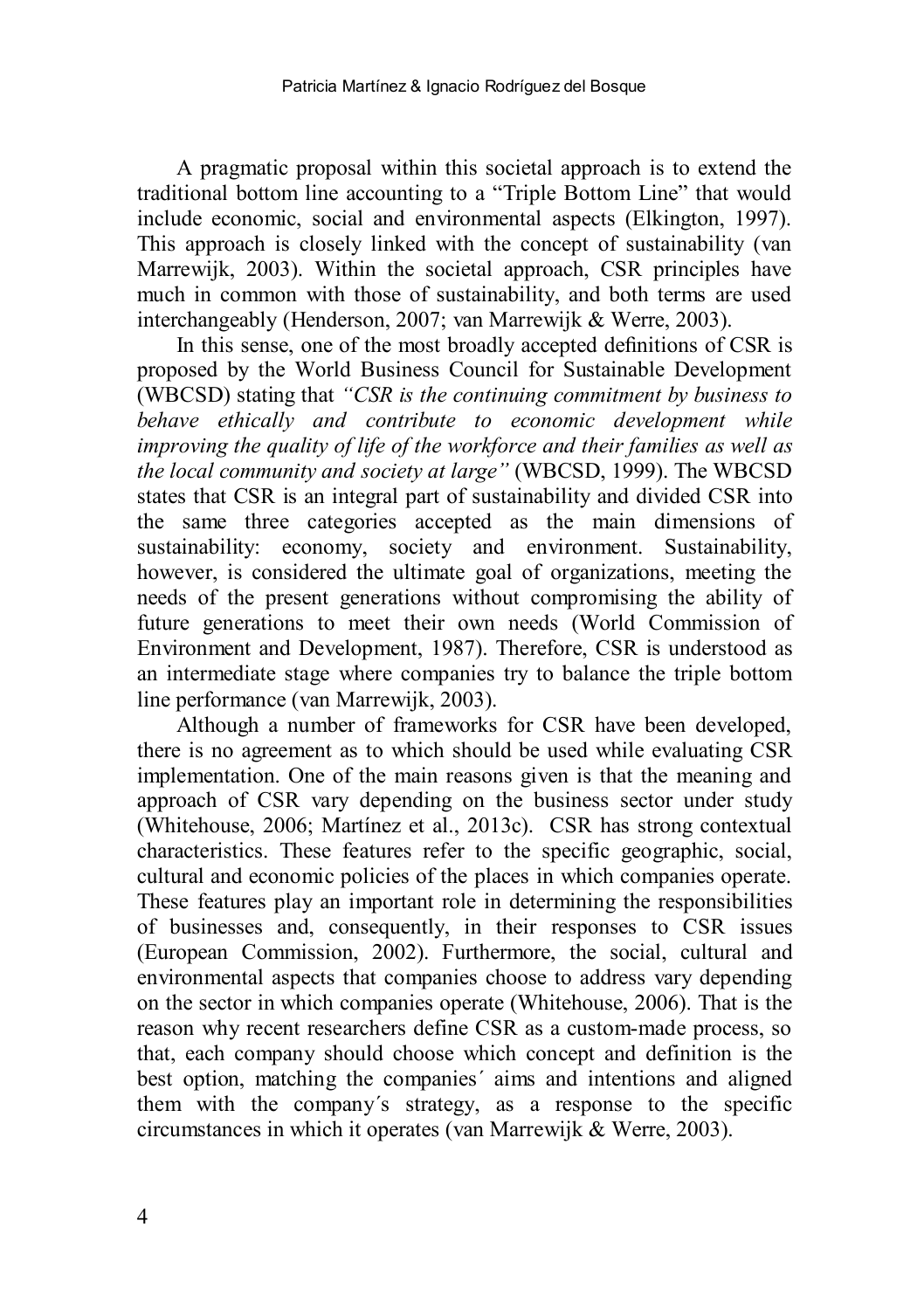A pragmatic proposal within this societal approach is to extend the traditional bottom line accounting to a "Triple Bottom Line" that would include economic, social and environmental aspects (Elkington, 1997). This approach is closely linked with the concept of sustainability (van Marrewijk, 2003). Within the societal approach, CSR principles have much in common with those of sustainability, and both terms are used interchangeably (Henderson, 2007; van Marrewijk & Werre, 2003).

In this sense, one of the most broadly accepted definitions of CSR is proposed by the World Business Council for Sustainable Development (WBCSD) stating that *"CSR is the continuing commitment by business to behave ethically and contribute to economic development while improving the quality of life of the workforce and their families as well as the local community and society at large"* (WBCSD, 1999). The WBCSD states that CSR is an integral part of sustainability and divided CSR into the same three categories accepted as the main dimensions of sustainability: economy, society and environment. Sustainability, however, is considered the ultimate goal of organizations, meeting the needs of the present generations without compromising the ability of future generations to meet their own needs (World Commission of Environment and Development, 1987). Therefore, CSR is understood as an intermediate stage where companies try to balance the triple bottom line performance (van Marrewijk, 2003).

Although a number of frameworks for CSR have been developed, there is no agreement as to which should be used while evaluating CSR implementation. One of the main reasons given is that the meaning and approach of CSR vary depending on the business sector under study (Whitehouse, 2006; Martínez et al., 2013c). CSR has strong contextual characteristics. These features refer to the specific geographic, social, cultural and economic policies of the places in which companies operate. These features play an important role in determining the responsibilities of businesses and, consequently, in their responses to CSR issues (European Commission, 2002). Furthermore, the social, cultural and environmental aspects that companies choose to address vary depending on the sector in which companies operate (Whitehouse, 2006). That is the reason why recent researchers define CSR as a custom-made process, so that, each company should choose which concept and definition is the best option, matching the companies´ aims and intentions and aligned them with the company´s strategy, as a response to the specific circumstances in which it operates (van Marrewijk & Werre, 2003).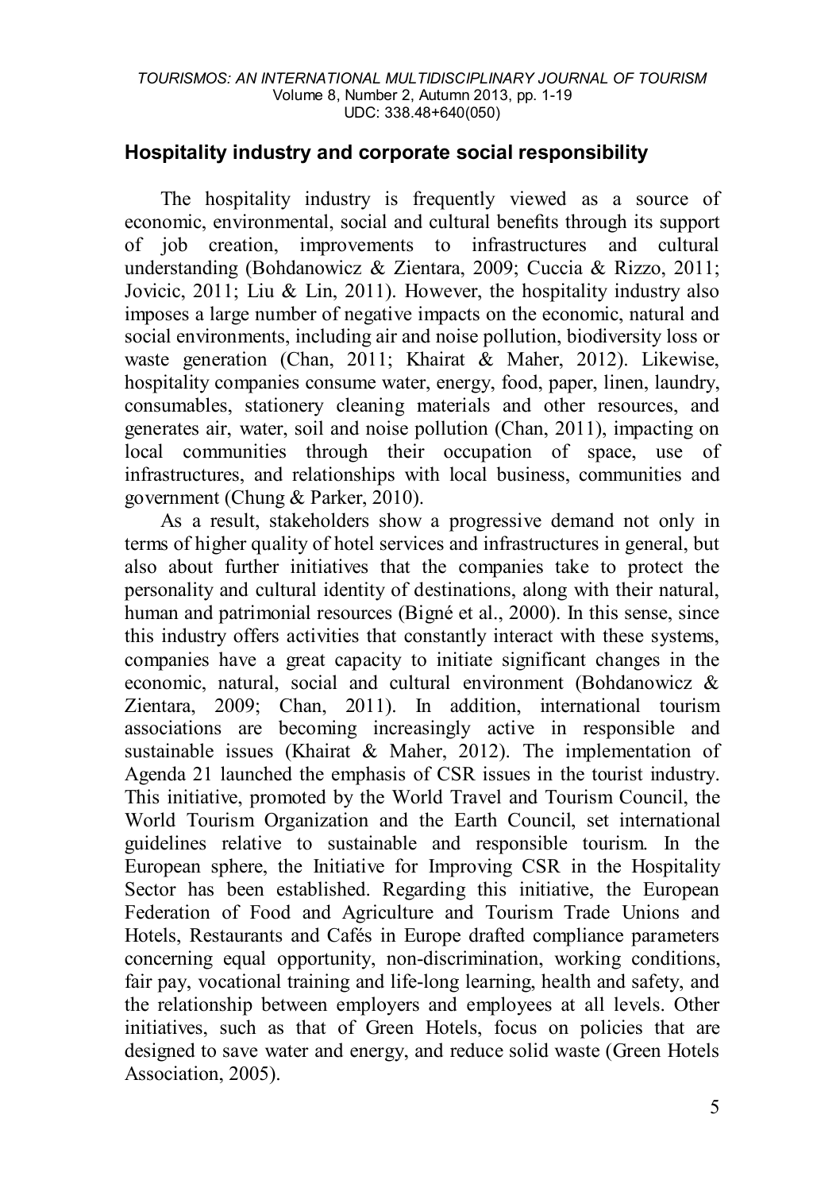## Hospitality industry and corporate social responsibility

The hospitality industry is frequently viewed as a source of economic, environmental, social and cultural benefits through its support of job creation, improvements to infrastructures and cultural understanding (Bohdanowicz & Zientara, 2009; Cuccia & Rizzo, 2011; Jovicic, 2011; Liu & Lin, 2011). However, the hospitality industry also imposes a large number of negative impacts on the economic, natural and social environments, including air and noise pollution, biodiversity loss or waste generation (Chan, 2011; Khairat & Maher, 2012). Likewise, hospitality companies consume water, energy, food, paper, linen, laundry, consumables, stationery cleaning materials and other resources, and generates air, water, soil and noise pollution (Chan, 2011), impacting on local communities through their occupation of space, use of infrastructures, and relationships with local business, communities and government (Chung & Parker, 2010).

As a result, stakeholders show a progressive demand not only in terms of higher quality of hotel services and infrastructures in general, but also about further initiatives that the companies take to protect the personality and cultural identity of destinations, along with their natural, human and patrimonial resources (Bigné et al., 2000). In this sense, since this industry offers activities that constantly interact with these systems, companies have a great capacity to initiate significant changes in the economic, natural, social and cultural environment (Bohdanowicz & Zientara, 2009; Chan, 2011). In addition, international tourism associations are becoming increasingly active in responsible and sustainable issues (Khairat & Maher, 2012). The implementation of Agenda 21 launched the emphasis of CSR issues in the tourist industry. This initiative, promoted by the World Travel and Tourism Council, the World Tourism Organization and the Earth Council, set international guidelines relative to sustainable and responsible tourism. In the European sphere, the Initiative for Improving CSR in the Hospitality Sector has been established. Regarding this initiative, the European Federation of Food and Agriculture and Tourism Trade Unions and Hotels, Restaurants and Cafés in Europe drafted compliance parameters concerning equal opportunity, non-discrimination, working conditions, fair pay, vocational training and life-long learning, health and safety, and the relationship between employers and employees at all levels. Other initiatives, such as that of Green Hotels, focus on policies that are designed to save water and energy, and reduce solid waste (Green Hotels Association, 2005).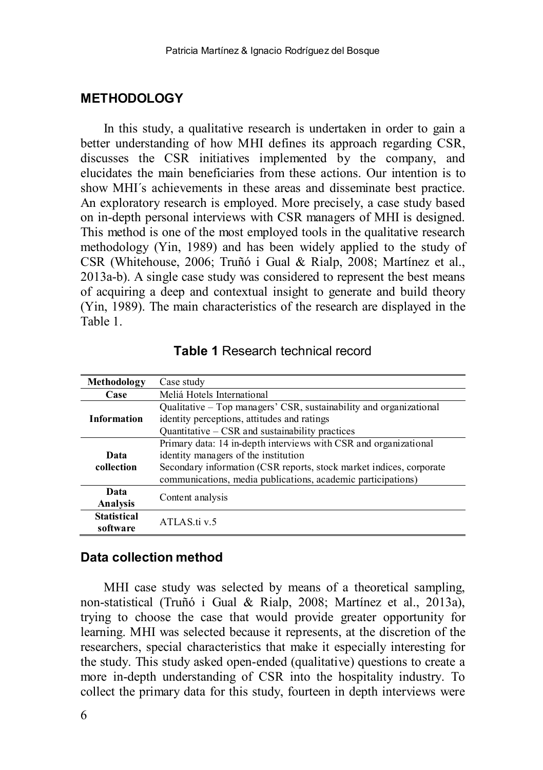## METHODOLOGY

In this study, a qualitative research is undertaken in order to gain a better understanding of how MHI defines its approach regarding CSR, discusses the CSR initiatives implemented by the company, and elucidates the main beneficiaries from these actions. Our intention is to show MHI´s achievements in these areas and disseminate best practice. An exploratory research is employed. More precisely, a case study based on in-depth personal interviews with CSR managers of MHI is designed. This method is one of the most employed tools in the qualitative research methodology (Yin, 1989) and has been widely applied to the study of CSR (Whitehouse, 2006; Truñó i Gual & Rialp, 2008; Martínez et al., 2013a-b). A single case study was considered to represent the best means of acquiring a deep and contextual insight to generate and build theory (Yin, 1989). The main characteristics of the research are displayed in the Table 1.

**Table 1** Research technical record

| **Methodology** | Case study |
|---|---|
| **Case** | Meliá Hotels International |
| **Information** | Qualitative – Top managers' CSR, sustainability and organizational identity perceptions, attitudes and ratings<br>Quantitative – CSR and sustainability practices |
| **Data collection** | Primary data: 14 in-depth interviews with CSR and organizational identity managers of the institution<br>Secondary information (CSR reports, stock market indices, corporate communications, media publications, academic participations) |
| **Data Analysis** | Content analysis |
| **Statistical software** | ATLAS.ti v.5 |

### Data collection method

MHI case study was selected by means of a theoretical sampling, non-statistical (Truñó i Gual & Rialp, 2008; Martínez et al., 2013a), trying to choose the case that would provide greater opportunity for learning. MHI was selected because it represents, at the discretion of the researchers, special characteristics that make it especially interesting for the study. This study asked open-ended (qualitative) questions to create a more in-depth understanding of CSR into the hospitality industry. To collect the primary data for this study, fourteen in depth interviews were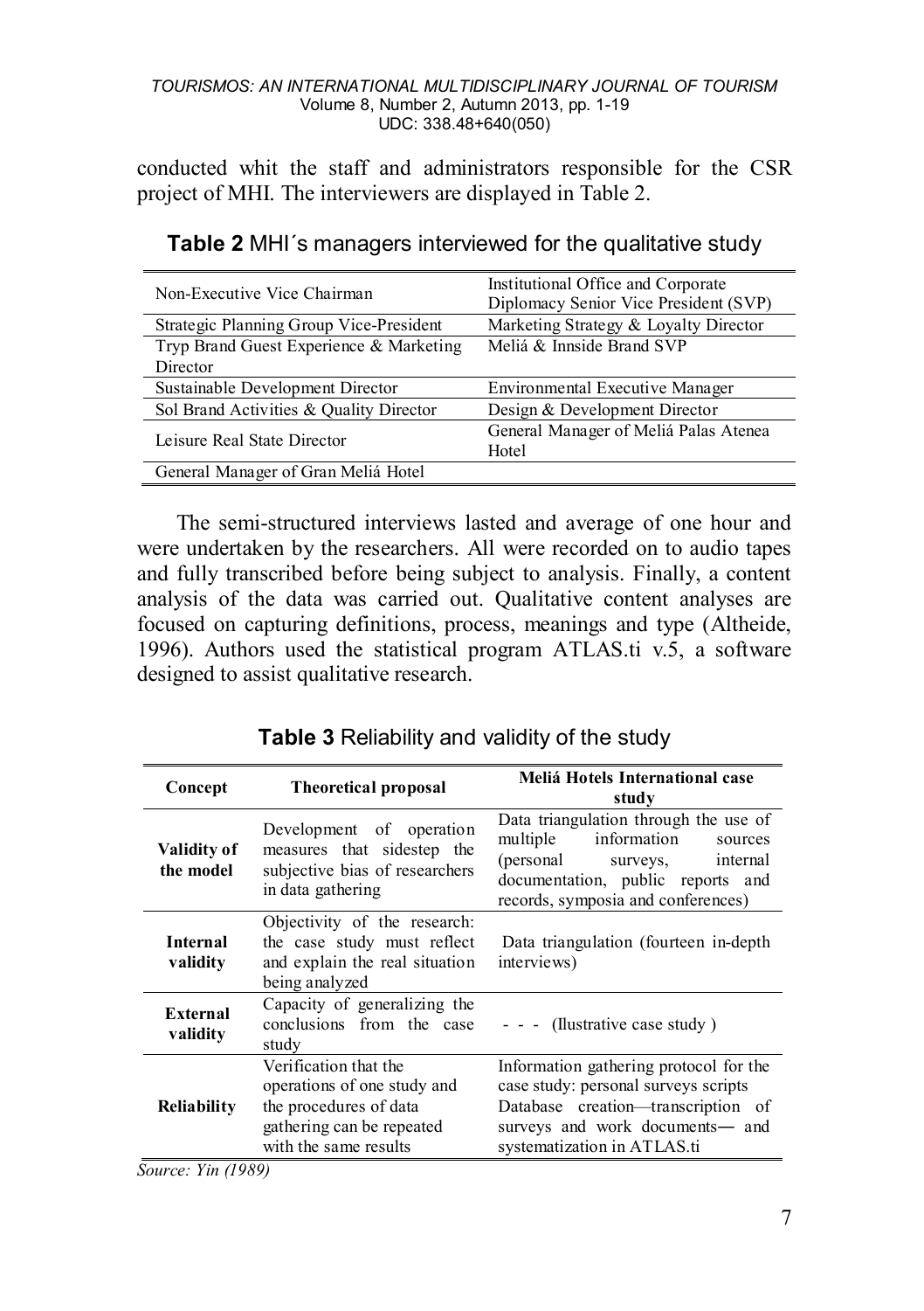conducted whit the staff and administrators responsible for the CSR project of MHI. The interviewers are displayed in Table 2.

**Table 2** MHI´s managers interviewed for the qualitative study

| | |
|---|---|
| Non-Executive Vice Chairman | Institutional Office and Corporate Diplomacy Senior Vice President (SVP) |
| Strategic Planning Group Vice-President | Marketing Strategy & Loyalty Director |
| Tryp Brand Guest Experience & Marketing Director | Meliá & Innside Brand SVP |
| Sustainable Development Director | Environmental Executive Manager |
| Sol Brand Activities & Quality Director | Design & Development Director |
| Leisure Real State Director | General Manager of Meliá Palas Atenea Hotel |
| General Manager of Gran Meliá Hotel | |

The semi-structured interviews lasted and average of one hour and were undertaken by the researchers. All were recorded on to audio tapes and fully transcribed before being subject to analysis. Finally, a content analysis of the data was carried out. Qualitative content analyses are focused on capturing definitions, process, meanings and type (Altheide, 1996). Authors used the statistical program ATLAS.ti v.5, a software designed to assist qualitative research.

**Table 3** Reliability and validity of the study

| Concept | Theoretical proposal | Meliá Hotels International case study |
|---|---|---|
| **Validity of the model** | Development of operation measures that sidestep the subjective bias of researchers in data gathering | Data triangulation through the use of multiple information sources (personal surveys, internal documentation, public reports and records, symposia and conferences) |
| **Internal validity** | Objectivity of the research: the case study must reflect and explain the real situation being analyzed | Data triangulation (fourteen in-depth interviews) |
| **External validity** | Capacity of generalizing the conclusions from the case study | - - - (Ilustrative case study ) |
| **Reliability** | Verification that the operations of one study and the procedures of data gathering can be repeated with the same results | Information gathering protocol for the case study: personal surveys scripts Database creation—transcription of surveys and work documents— and systematization in ATLAS.ti |

*Source: Yin (1989)*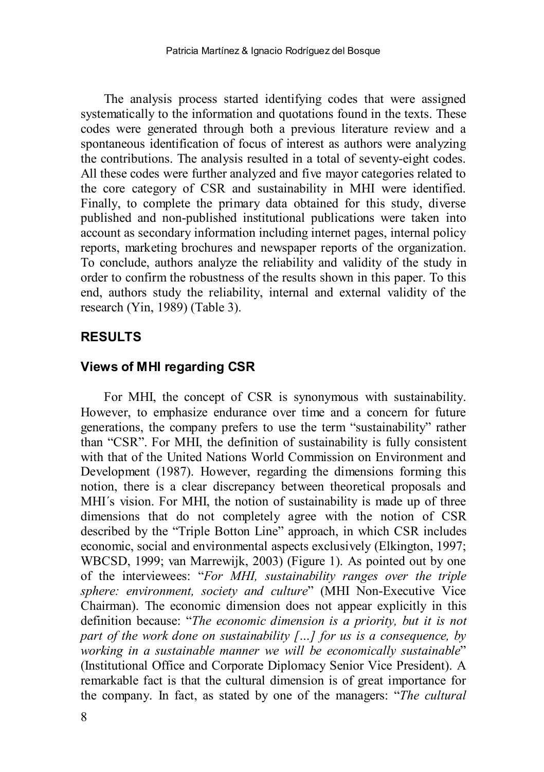The analysis process started identifying codes that were assigned systematically to the information and quotations found in the texts. These codes were generated through both a previous literature review and a spontaneous identification of focus of interest as authors were analyzing the contributions. The analysis resulted in a total of seventy-eight codes. All these codes were further analyzed and five mayor categories related to the core category of CSR and sustainability in MHI were identified. Finally, to complete the primary data obtained for this study, diverse published and non-published institutional publications were taken into account as secondary information including internet pages, internal policy reports, marketing brochures and newspaper reports of the organization. To conclude, authors analyze the reliability and validity of the study in order to confirm the robustness of the results shown in this paper. To this end, authors study the reliability, internal and external validity of the research (Yin, 1989) (Table 3).

## RESULTS

### Views of MHI regarding CSR

For MHI, the concept of CSR is synonymous with sustainability. However, to emphasize endurance over time and a concern for future generations, the company prefers to use the term "sustainability" rather than "CSR". For MHI, the definition of sustainability is fully consistent with that of the United Nations World Commission on Environment and Development (1987). However, regarding the dimensions forming this notion, there is a clear discrepancy between theoretical proposals and MHI´s vision. For MHI, the notion of sustainability is made up of three dimensions that do not completely agree with the notion of CSR described by the "Triple Botton Line" approach, in which CSR includes economic, social and environmental aspects exclusively (Elkington, 1997; WBCSD, 1999; van Marrewijk, 2003) (Figure 1). As pointed out by one of the interviewees: "*For MHI, sustainability ranges over the triple sphere: environment, society and culture*" (MHI Non-Executive Vice Chairman). The economic dimension does not appear explicitly in this definition because: "*The economic dimension is a priority, but it is not part of the work done on sustainability […] for us is a consequence, by working in a sustainable manner we will be economically sustainable*" (Institutional Office and Corporate Diplomacy Senior Vice President). A remarkable fact is that the cultural dimension is of great importance for the company. In fact, as stated by one of the managers: "*The cultural*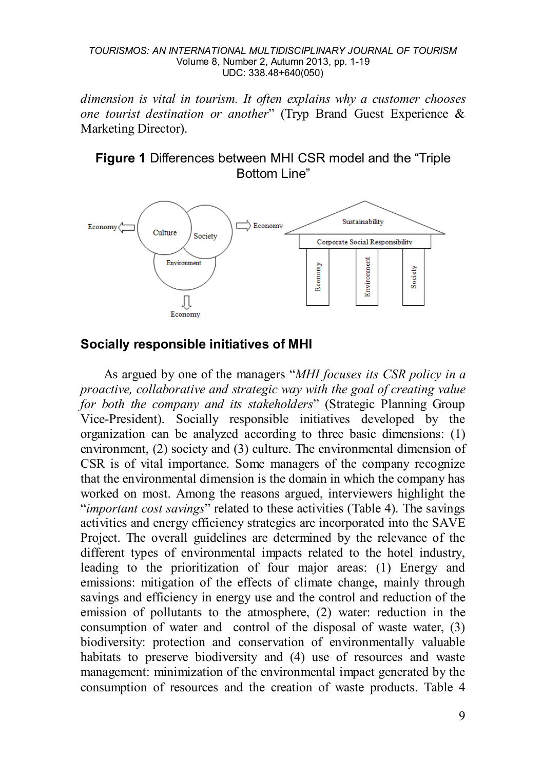*dimension is vital in tourism. It often explains why a customer chooses one tourist destination or another*" (Tryp Brand Guest Experience & Marketing Director).

**Figure 1** Differences between MHI CSR model and the "Triple Bottom Line"

## Socially responsible initiatives of MHI

As argued by one of the managers "*MHI focuses its CSR policy in a proactive, collaborative and strategic way with the goal of creating value for both the company and its stakeholders*" (Strategic Planning Group Vice-President). Socially responsible initiatives developed by the organization can be analyzed according to three basic dimensions: (1) environment, (2) society and (3) culture. The environmental dimension of CSR is of vital importance. Some managers of the company recognize that the environmental dimension is the domain in which the company has worked on most. Among the reasons argued, interviewers highlight the "*important cost savings*" related to these activities (Table 4). The savings activities and energy efficiency strategies are incorporated into the SAVE Project. The overall guidelines are determined by the relevance of the different types of environmental impacts related to the hotel industry, leading to the prioritization of four major areas: (1) Energy and emissions: mitigation of the effects of climate change, mainly through savings and efficiency in energy use and the control and reduction of the emission of pollutants to the atmosphere, (2) water: reduction in the consumption of water and control of the disposal of waste water, (3) biodiversity: protection and conservation of environmentally valuable habitats to preserve biodiversity and (4) use of resources and waste management: minimization of the environmental impact generated by the consumption of resources and the creation of waste products. Table 4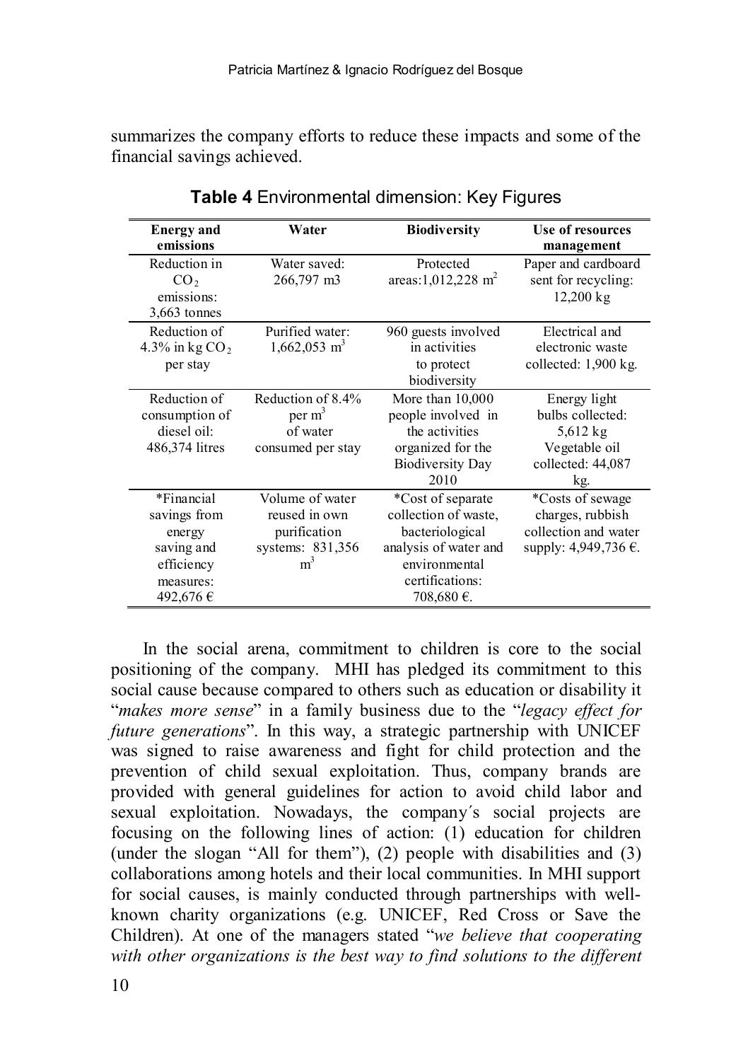summarizes the company efforts to reduce these impacts and some of the financial savings achieved.

**Table 4** Environmental dimension: Key Figures

| Energy and emissions | Water | Biodiversity | Use of resources management |
|---|---|---|---|
| Reduction in $CO_2$ emissions: 3,663 tonnes | Water saved: 266,797 m3 | Protected areas:1,012,228 $m^2$ | Paper and cardboard sent for recycling: 12,200 kg |
| Reduction of 4.3% in kg $CO_2$ per stay | Purified water: 1,662,053 $m^3$ | 960 guests involved in activities to protect biodiversity | Electrical and electronic waste collected: 1,900 kg. |
| Reduction of consumption of diesel oil: 486,374 litres | Reduction of 8.4% per $m^3$ of water consumed per stay | More than 10,000 people involved in the activities organized for the Biodiversity Day 2010 | Energy light bulbs collected: 5,612 kg Vegetable oil collected: 44,087 kg. |
| *Financial savings from energy saving and efficiency measures: 492,676 € | Volume of water reused in own purification systems: 831,356 $m^3$ | *Cost of separate collection of waste, bacteriological analysis of water and environmental certifications: 708,680 €. | *Costs of sewage charges, rubbish collection and water supply: 4,949,736 €. |

In the social arena, commitment to children is core to the social positioning of the company. MHI has pledged its commitment to this social cause because compared to others such as education or disability it "*makes more sense*" in a family business due to the "*legacy effect for future generations*". In this way, a strategic partnership with UNICEF was signed to raise awareness and fight for child protection and the prevention of child sexual exploitation. Thus, company brands are provided with general guidelines for action to avoid child labor and sexual exploitation. Nowadays, the company´s social projects are focusing on the following lines of action: (1) education for children (under the slogan "All for them"), (2) people with disabilities and (3) collaborations among hotels and their local communities. In MHI support for social causes, is mainly conducted through partnerships with well-known charity organizations (e.g. UNICEF, Red Cross or Save the Children). At one of the managers stated "*we believe that cooperating with other organizations is the best way to find solutions to the different*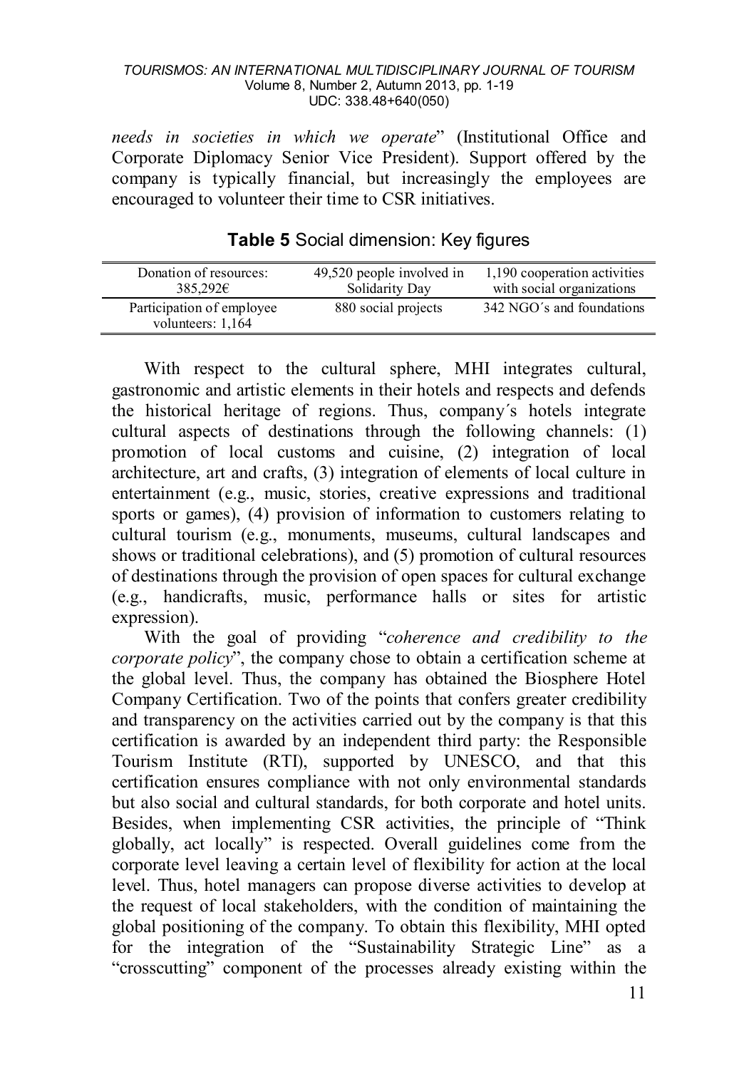*needs in societies in which we operate*" (Institutional Office and Corporate Diplomacy Senior Vice President). Support offered by the company is typically financial, but increasingly the employees are encouraged to volunteer their time to CSR initiatives.

**Table 5** Social dimension: Key figures

| | | |
|---|---|---|
| Donation of resources: 385,292€ | 49,520 people involved in Solidarity Day | 1,190 cooperation activities with social organizations |
| Participation of employee volunteers: 1,164 | 880 social projects | 342 NGO´s and foundations |

With respect to the cultural sphere, MHI integrates cultural, gastronomic and artistic elements in their hotels and respects and defends the historical heritage of regions. Thus, company´s hotels integrate cultural aspects of destinations through the following channels: (1) promotion of local customs and cuisine, (2) integration of local architecture, art and crafts, (3) integration of elements of local culture in entertainment (e.g., music, stories, creative expressions and traditional sports or games), (4) provision of information to customers relating to cultural tourism (e.g., monuments, museums, cultural landscapes and shows or traditional celebrations), and (5) promotion of cultural resources of destinations through the provision of open spaces for cultural exchange (e.g., handicrafts, music, performance halls or sites for artistic expression).

With the goal of providing "*coherence and credibility to the corporate policy*", the company chose to obtain a certification scheme at the global level. Thus, the company has obtained the Biosphere Hotel Company Certification. Two of the points that confers greater credibility and transparency on the activities carried out by the company is that this certification is awarded by an independent third party: the Responsible Tourism Institute (RTI), supported by UNESCO, and that this certification ensures compliance with not only environmental standards but also social and cultural standards, for both corporate and hotel units. Besides, when implementing CSR activities, the principle of "Think globally, act locally" is respected. Overall guidelines come from the corporate level leaving a certain level of flexibility for action at the local level. Thus, hotel managers can propose diverse activities to develop at the request of local stakeholders, with the condition of maintaining the global positioning of the company. To obtain this flexibility, MHI opted for the integration of the "Sustainability Strategic Line" as a "crosscutting" component of the processes already existing within the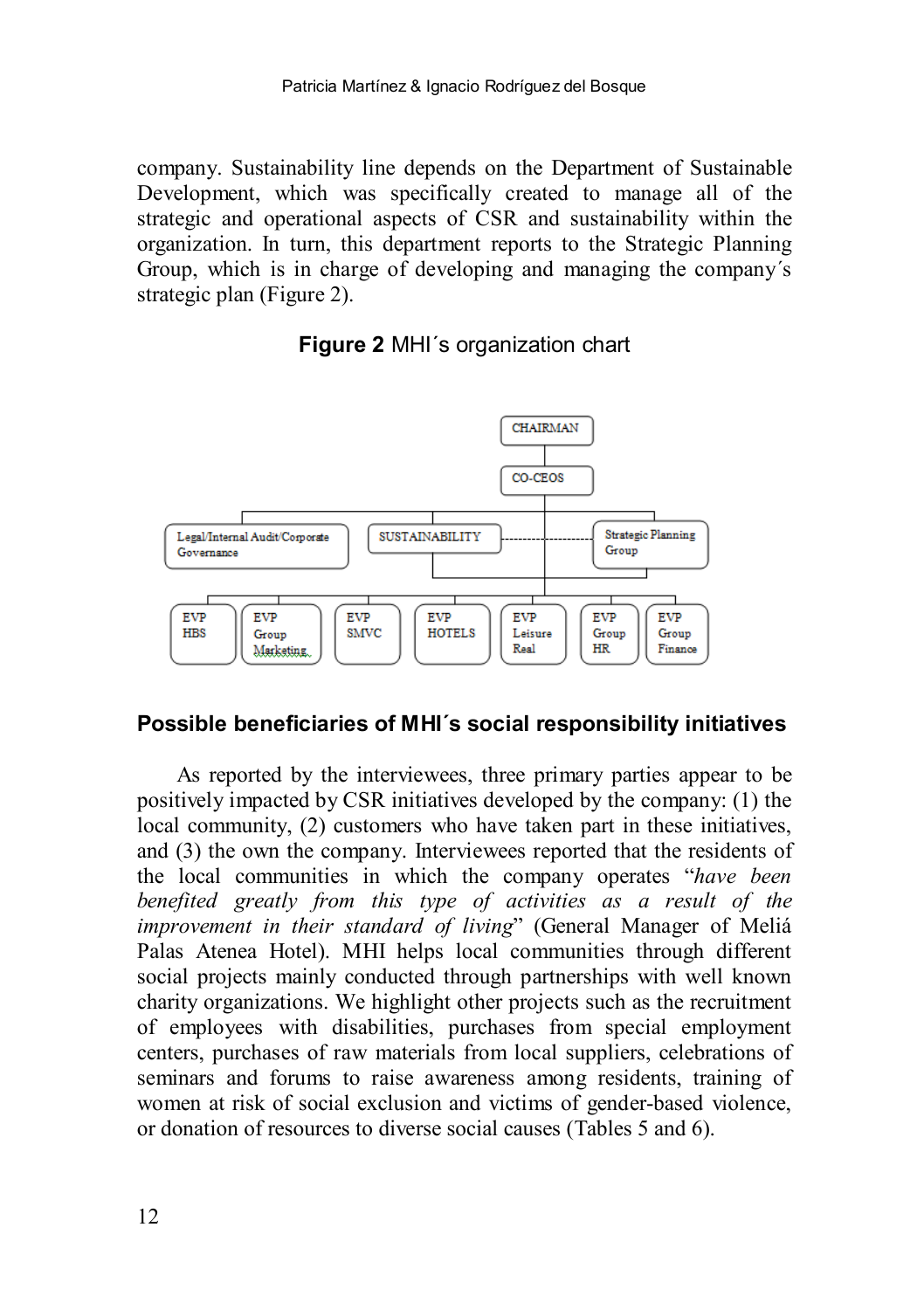company. Sustainability line depends on the Department of Sustainable Development, which was specifically created to manage all of the strategic and operational aspects of CSR and sustainability within the organization. In turn, this department reports to the Strategic Planning Group, which is in charge of developing and managing the company´s strategic plan (Figure 2).

**Figure 2** MHI´s organization chart

CHAIRMAN

CO-CEOS

Legal/Internal Audit/Corporate Governance

SUSTAINABILITY

Strategic Planning Group

EVP HBS | EVP Group Marketing | EVP SMVC | EVP HOTELS | EVP Leisure Real | EVP Group HR | EVP Group Finance

## Possible beneficiaries of MHI´s social responsibility initiatives

As reported by the interviewees, three primary parties appear to be positively impacted by CSR initiatives developed by the company: (1) the local community, (2) customers who have taken part in these initiatives, and (3) the own the company. Interviewees reported that the residents of the local communities in which the company operates "*have been benefited greatly from this type of activities as a result of the improvement in their standard of living*" (General Manager of Meliá Palas Atenea Hotel). MHI helps local communities through different social projects mainly conducted through partnerships with well known charity organizations. We highlight other projects such as the recruitment of employees with disabilities, purchases from special employment centers, purchases of raw materials from local suppliers, celebrations of seminars and forums to raise awareness among residents, training of women at risk of social exclusion and victims of gender-based violence, or donation of resources to diverse social causes (Tables 5 and 6).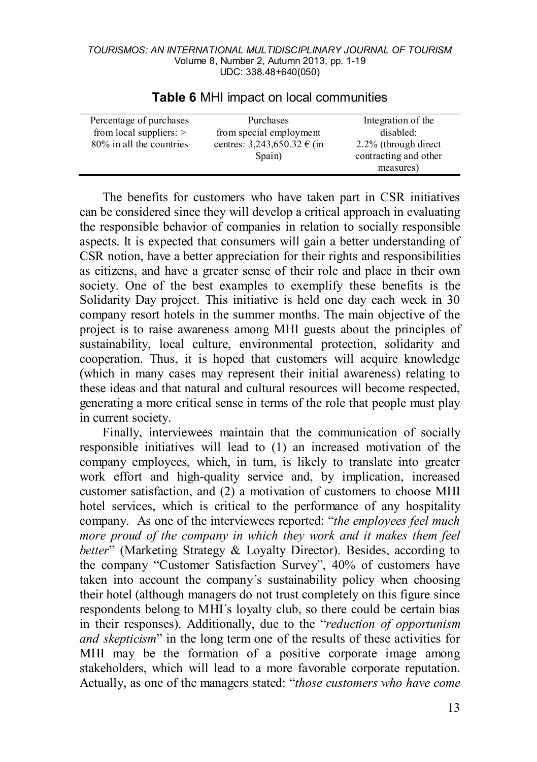**Table 6** MHI impact on local communities

| Percentage of purchases from local suppliers: > 80% in all the countries | Purchases from special employment centres: 3,243,650.32 € (in Spain) | Integration of the disabled: 2.2% (through direct contracting and other measures) |
|---|---|---|

The benefits for customers who have taken part in CSR initiatives can be considered since they will develop a critical approach in evaluating the responsible behavior of companies in relation to socially responsible aspects. It is expected that consumers will gain a better understanding of CSR notion, have a better appreciation for their rights and responsibilities as citizens, and have a greater sense of their role and place in their own society. One of the best examples to exemplify these benefits is the Solidarity Day project. This initiative is held one day each week in 30 company resort hotels in the summer months. The main objective of the project is to raise awareness among MHI guests about the principles of sustainability, local culture, environmental protection, solidarity and cooperation. Thus, it is hoped that customers will acquire knowledge (which in many cases may represent their initial awareness) relating to these ideas and that natural and cultural resources will become respected, generating a more critical sense in terms of the role that people must play in current society.

Finally, interviewees maintain that the communication of socially responsible initiatives will lead to (1) an increased motivation of the company employees, which, in turn, is likely to translate into greater work effort and high-quality service and, by implication, increased customer satisfaction, and (2) a motivation of customers to choose MHI hotel services, which is critical to the performance of any hospitality company. As one of the interviewees reported: "*the employees feel much more proud of the company in which they work and it makes them feel better*" (Marketing Strategy & Loyalty Director). Besides, according to the company "Customer Satisfaction Survey", 40% of customers have taken into account the company´s sustainability policy when choosing their hotel (although managers do not trust completely on this figure since respondents belong to MHI´s loyalty club, so there could be certain bias in their responses). Additionally, due to the "*reduction of opportunism and skepticism*" in the long term one of the results of these activities for MHI may be the formation of a positive corporate image among stakeholders, which will lead to a more favorable corporate reputation. Actually, as one of the managers stated: "*those customers who have come*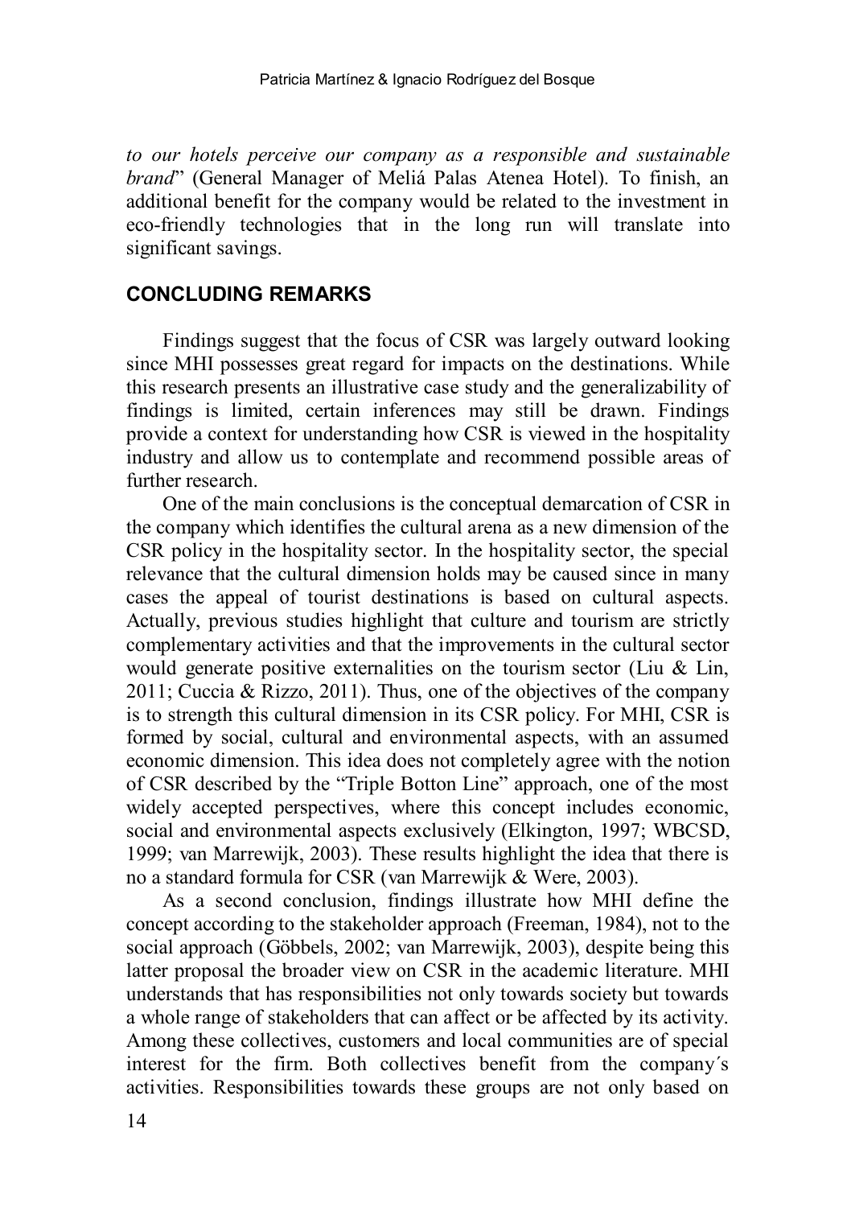*to our hotels perceive our company as a responsible and sustainable brand*" (General Manager of Meliá Palas Atenea Hotel). To finish, an additional benefit for the company would be related to the investment in eco-friendly technologies that in the long run will translate into significant savings.

## CONCLUDING REMARKS

Findings suggest that the focus of CSR was largely outward looking since MHI possesses great regard for impacts on the destinations. While this research presents an illustrative case study and the generalizability of findings is limited, certain inferences may still be drawn. Findings provide a context for understanding how CSR is viewed in the hospitality industry and allow us to contemplate and recommend possible areas of further research.

One of the main conclusions is the conceptual demarcation of CSR in the company which identifies the cultural arena as a new dimension of the CSR policy in the hospitality sector. In the hospitality sector, the special relevance that the cultural dimension holds may be caused since in many cases the appeal of tourist destinations is based on cultural aspects. Actually, previous studies highlight that culture and tourism are strictly complementary activities and that the improvements in the cultural sector would generate positive externalities on the tourism sector (Liu & Lin, 2011; Cuccia & Rizzo, 2011). Thus, one of the objectives of the company is to strength this cultural dimension in its CSR policy. For MHI, CSR is formed by social, cultural and environmental aspects, with an assumed economic dimension. This idea does not completely agree with the notion of CSR described by the "Triple Botton Line" approach, one of the most widely accepted perspectives, where this concept includes economic, social and environmental aspects exclusively (Elkington, 1997; WBCSD, 1999; van Marrewijk, 2003). These results highlight the idea that there is no a standard formula for CSR (van Marrewijk & Were, 2003).

As a second conclusion, findings illustrate how MHI define the concept according to the stakeholder approach (Freeman, 1984), not to the social approach (Göbbels, 2002; van Marrewijk, 2003), despite being this latter proposal the broader view on CSR in the academic literature. MHI understands that has responsibilities not only towards society but towards a whole range of stakeholders that can affect or be affected by its activity. Among these collectives, customers and local communities are of special interest for the firm. Both collectives benefit from the company´s activities. Responsibilities towards these groups are not only based on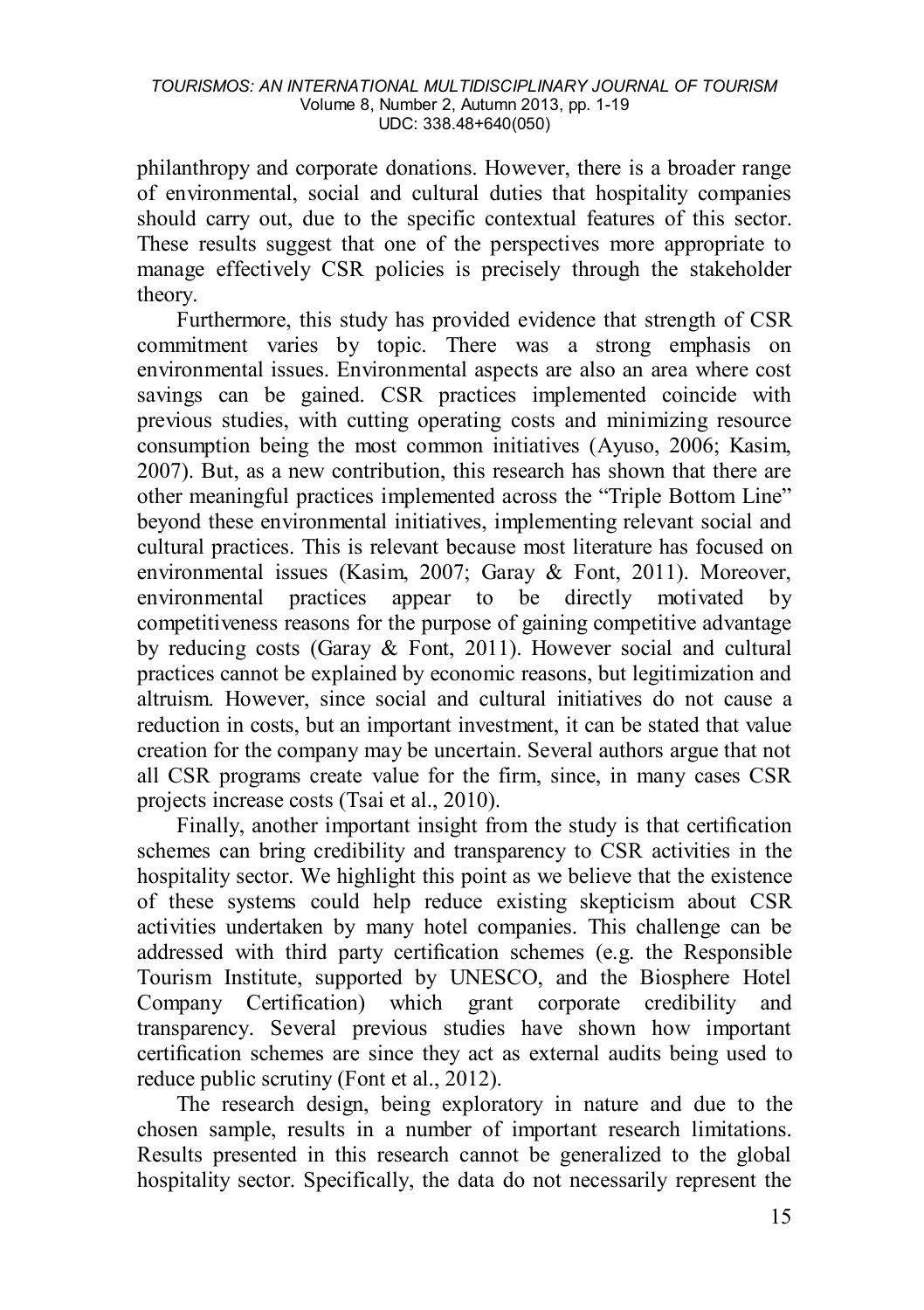philanthropy and corporate donations. However, there is a broader range of environmental, social and cultural duties that hospitality companies should carry out, due to the specific contextual features of this sector. These results suggest that one of the perspectives more appropriate to manage effectively CSR policies is precisely through the stakeholder theory.

Furthermore, this study has provided evidence that strength of CSR commitment varies by topic. There was a strong emphasis on environmental issues. Environmental aspects are also an area where cost savings can be gained. CSR practices implemented coincide with previous studies, with cutting operating costs and minimizing resource consumption being the most common initiatives (Ayuso, 2006; Kasim, 2007). But, as a new contribution, this research has shown that there are other meaningful practices implemented across the "Triple Bottom Line" beyond these environmental initiatives, implementing relevant social and cultural practices. This is relevant because most literature has focused on environmental issues (Kasim, 2007; Garay & Font, 2011). Moreover, environmental practices appear to be directly motivated by competitiveness reasons for the purpose of gaining competitive advantage by reducing costs (Garay & Font, 2011). However social and cultural practices cannot be explained by economic reasons, but legitimization and altruism. However, since social and cultural initiatives do not cause a reduction in costs, but an important investment, it can be stated that value creation for the company may be uncertain. Several authors argue that not all CSR programs create value for the firm, since, in many cases CSR projects increase costs (Tsai et al., 2010).

Finally, another important insight from the study is that certification schemes can bring credibility and transparency to CSR activities in the hospitality sector. We highlight this point as we believe that the existence of these systems could help reduce existing skepticism about CSR activities undertaken by many hotel companies. This challenge can be addressed with third party certification schemes (e.g. the Responsible Tourism Institute, supported by UNESCO, and the Biosphere Hotel Company Certification) which grant corporate credibility and transparency. Several previous studies have shown how important certification schemes are since they act as external audits being used to reduce public scrutiny (Font et al., 2012).

The research design, being exploratory in nature and due to the chosen sample, results in a number of important research limitations. Results presented in this research cannot be generalized to the global hospitality sector. Specifically, the data do not necessarily represent the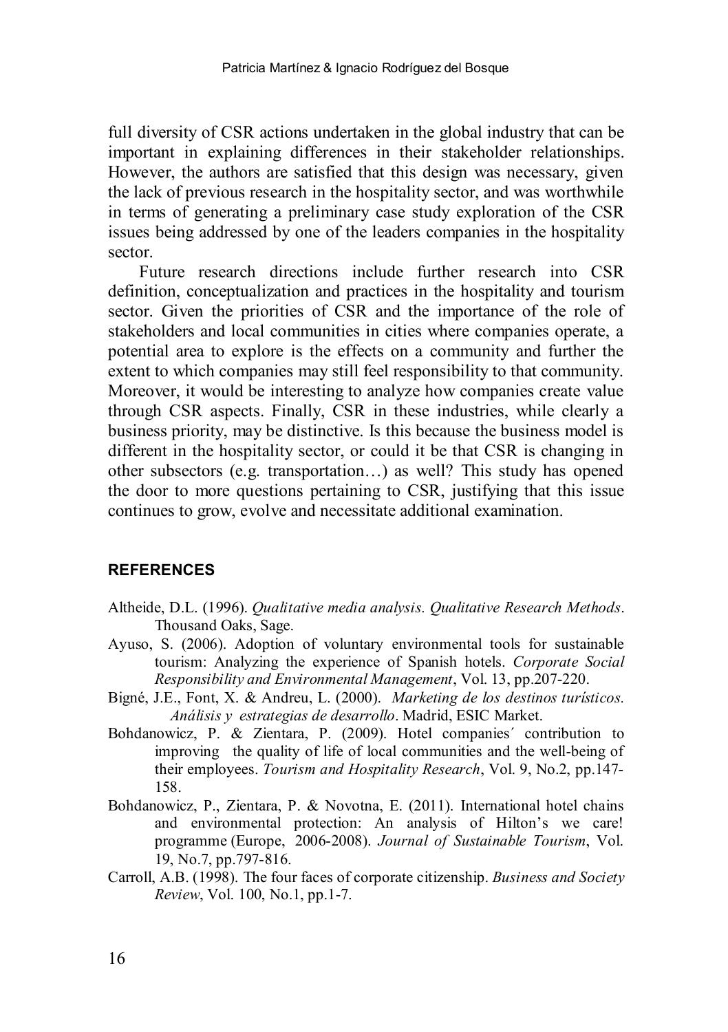full diversity of CSR actions undertaken in the global industry that can be important in explaining differences in their stakeholder relationships. However, the authors are satisfied that this design was necessary, given the lack of previous research in the hospitality sector, and was worthwhile in terms of generating a preliminary case study exploration of the CSR issues being addressed by one of the leaders companies in the hospitality sector.

Future research directions include further research into CSR definition, conceptualization and practices in the hospitality and tourism sector. Given the priorities of CSR and the importance of the role of stakeholders and local communities in cities where companies operate, a potential area to explore is the effects on a community and further the extent to which companies may still feel responsibility to that community. Moreover, it would be interesting to analyze how companies create value through CSR aspects. Finally, CSR in these industries, while clearly a business priority, may be distinctive. Is this because the business model is different in the hospitality sector, or could it be that CSR is changing in other subsectors (e.g. transportation…) as well? This study has opened the door to more questions pertaining to CSR, justifying that this issue continues to grow, evolve and necessitate additional examination.

## REFERENCES

Altheide, D.L. (1996). *Qualitative media analysis. Qualitative Research Methods*. Thousand Oaks, Sage.

Ayuso, S. (2006). Adoption of voluntary environmental tools for sustainable tourism: Analyzing the experience of Spanish hotels. *Corporate Social Responsibility and Environmental Management*, Vol. 13, pp.207-220.

Bigné, J.E., Font, X. & Andreu, L. (2000). *Marketing de los destinos turísticos. Análisis y estrategias de desarrollo*. Madrid, ESIC Market.

Bohdanowicz, P. & Zientara, P. (2009). Hotel companies´ contribution to improving the quality of life of local communities and the well-being of their employees. *Tourism and Hospitality Research*, Vol. 9, No.2, pp.147-158.

Bohdanowicz, P., Zientara, P. & Novotna, E. (2011). International hotel chains and environmental protection: An analysis of Hilton's we care! programme (Europe, 2006-2008). *Journal of Sustainable Tourism*, Vol. 19, No.7, pp.797-816.

Carroll, A.B. (1998). The four faces of corporate citizenship. *Business and Society Review*, Vol. 100, No.1, pp.1-7.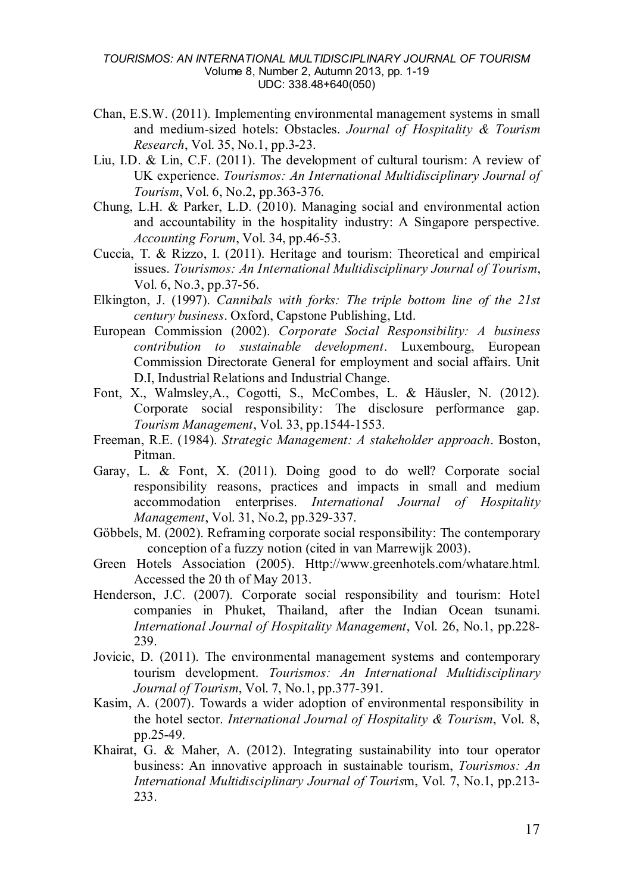Chan, E.S.W. (2011). Implementing environmental management systems in small and medium-sized hotels: Obstacles. *Journal of Hospitality & Tourism Research*, Vol. 35, No.1, pp.3-23.

Liu, I.D. & Lin, C.F. (2011). The development of cultural tourism: A review of UK experience. *Tourismos: An International Multidisciplinary Journal of Tourism*, Vol. 6, No.2, pp.363-376.

Chung, L.H. & Parker, L.D. (2010). Managing social and environmental action and accountability in the hospitality industry: A Singapore perspective. *Accounting Forum*, Vol. 34, pp.46-53.

Cuccia, T. & Rizzo, I. (2011). Heritage and tourism: Theoretical and empirical issues. *Tourismos: An International Multidisciplinary Journal of Tourism*, Vol. 6, No.3, pp.37-56.

Elkington, J. (1997). *Cannibals with forks: The triple bottom line of the 21st century business*. Oxford, Capstone Publishing, Ltd.

European Commission (2002). *Corporate Social Responsibility: A business contribution to sustainable development*. Luxembourg, European Commission Directorate General for employment and social affairs. Unit D.I, Industrial Relations and Industrial Change.

Font, X., Walmsley,A., Cogotti, S., McCombes, L. & Häusler, N. (2012). Corporate social responsibility: The disclosure performance gap. *Tourism Management*, Vol. 33, pp.1544-1553.

Freeman, R.E. (1984). *Strategic Management: A stakeholder approach*. Boston, Pitman.

Garay, L. & Font, X. (2011). Doing good to do well? Corporate social responsibility reasons, practices and impacts in small and medium accommodation enterprises. *International Journal of Hospitality Management*, Vol. 31, No.2, pp.329-337.

Göbbels, M. (2002). Reframing corporate social responsibility: The contemporary conception of a fuzzy notion (cited in van Marrewijk 2003).

Green Hotels Association (2005). Http://www.greenhotels.com/whatare.html. Accessed the 20 th of May 2013.

Henderson, J.C. (2007). Corporate social responsibility and tourism: Hotel companies in Phuket, Thailand, after the Indian Ocean tsunami. *International Journal of Hospitality Management*, Vol. 26, No.1, pp.228-239.

Jovicic, D. (2011). The environmental management systems and contemporary tourism development. *Tourismos: An International Multidisciplinary Journal of Tourism*, Vol. 7, No.1, pp.377-391.

Kasim, A. (2007). Towards a wider adoption of environmental responsibility in the hotel sector. *International Journal of Hospitality & Tourism*, Vol. 8, pp.25-49.

Khairat, G. & Maher, A. (2012). Integrating sustainability into tour operator business: An innovative approach in sustainable tourism, *Tourismos: An International Multidisciplinary Journal of Tourism*, Vol. 7, No.1, pp.213-233.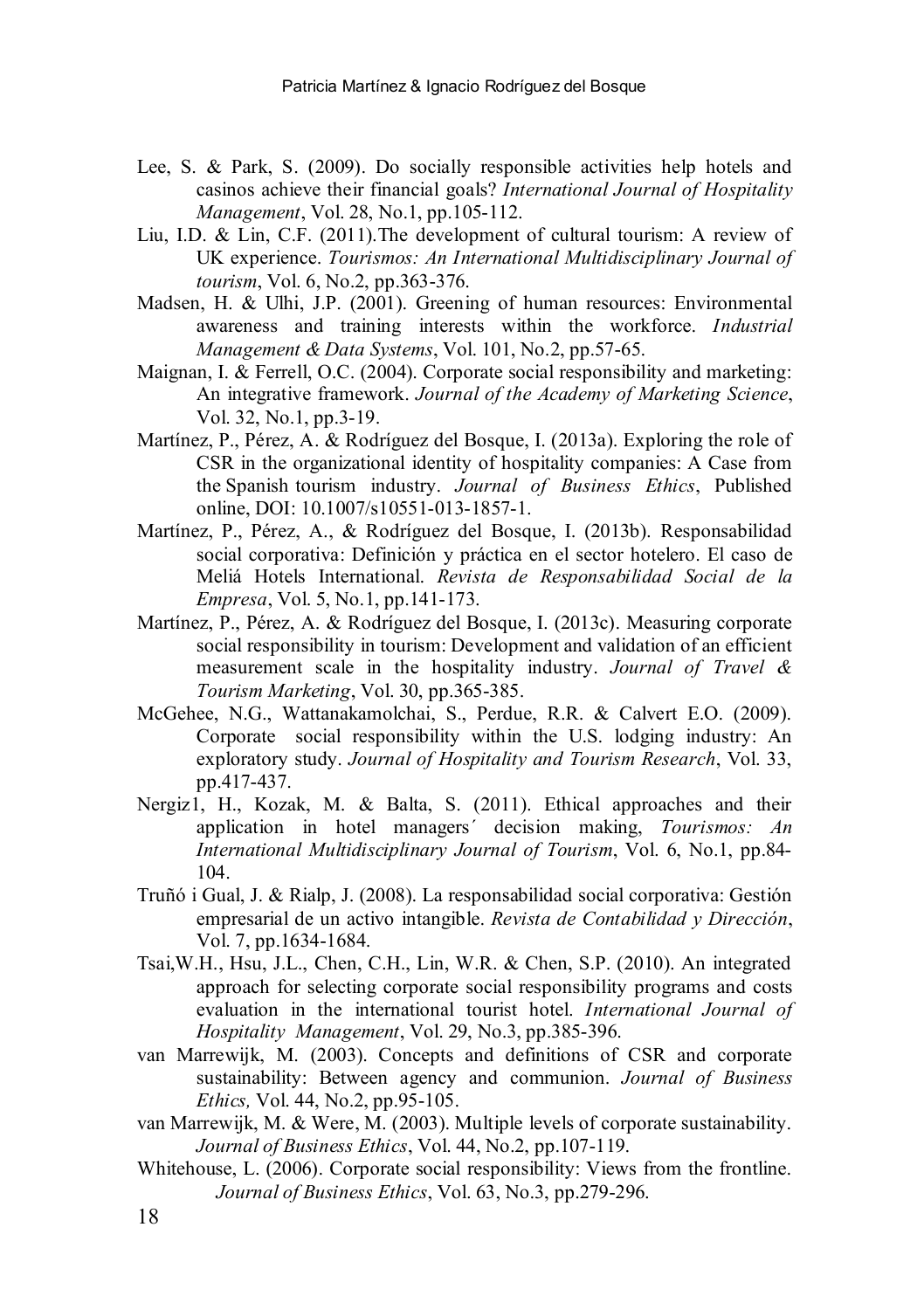Lee, S. & Park, S. (2009). Do socially responsible activities help hotels and casinos achieve their financial goals? *International Journal of Hospitality Management*, Vol. 28, No.1, pp.105-112.

Liu, I.D. & Lin, C.F. (2011).The development of cultural tourism: A review of UK experience. *Tourismos: An International Multidisciplinary Journal of tourism*, Vol. 6, No.2, pp.363-376.

Madsen, H. & Ulhi, J.P. (2001). Greening of human resources: Environmental awareness and training interests within the workforce. *Industrial Management & Data Systems*, Vol. 101, No.2, pp.57-65.

Maignan, I. & Ferrell, O.C. (2004). Corporate social responsibility and marketing: An integrative framework. *Journal of the Academy of Marketing Science*, Vol. 32, No.1, pp.3-19.

Martínez, P., Pérez, A. & Rodríguez del Bosque, I. (2013a). Exploring the role of CSR in the organizational identity of hospitality companies: A Case from the Spanish tourism industry. *Journal of Business Ethics*, Published online, DOI: 10.1007/s10551-013-1857-1.

Martínez, P., Pérez, A., & Rodríguez del Bosque, I. (2013b). Responsabilidad social corporativa: Definición y práctica en el sector hotelero. El caso de Meliá Hotels International. *Revista de Responsabilidad Social de la Empresa*, Vol. 5, No.1, pp.141-173.

Martínez, P., Pérez, A. & Rodríguez del Bosque, I. (2013c). Measuring corporate social responsibility in tourism: Development and validation of an efficient measurement scale in the hospitality industry. *Journal of Travel & Tourism Marketing*, Vol. 30, pp.365-385.

McGehee, N.G., Wattanakamolchai, S., Perdue, R.R. & Calvert E.O. (2009). Corporate social responsibility within the U.S. lodging industry: An exploratory study. *Journal of Hospitality and Tourism Research*, Vol. 33, pp.417-437.

Nergiz1, H., Kozak, M. & Balta, S. (2011). Ethical approaches and their application in hotel managers´ decision making, *Tourismos: An International Multidisciplinary Journal of Tourism*, Vol. 6, No.1, pp.84-104.

Truñó i Gual, J. & Rialp, J. (2008). La responsabilidad social corporativa: Gestión empresarial de un activo intangible. *Revista de Contabilidad y Dirección*, Vol. 7, pp.1634-1684.

Tsai,W.H., Hsu, J.L., Chen, C.H., Lin, W.R. & Chen, S.P. (2010). An integrated approach for selecting corporate social responsibility programs and costs evaluation in the international tourist hotel. *International Journal of Hospitality Management*, Vol. 29, No.3, pp.385-396.

van Marrewijk, M. (2003). Concepts and definitions of CSR and corporate sustainability: Between agency and communion. *Journal of Business Ethics,* Vol. 44, No.2, pp.95-105.

van Marrewijk, M. & Were, M. (2003). Multiple levels of corporate sustainability. *Journal of Business Ethics*, Vol. 44, No.2, pp.107-119.

Whitehouse, L. (2006). Corporate social responsibility: Views from the frontline. *Journal of Business Ethics*, Vol. 63, No.3, pp.279-296.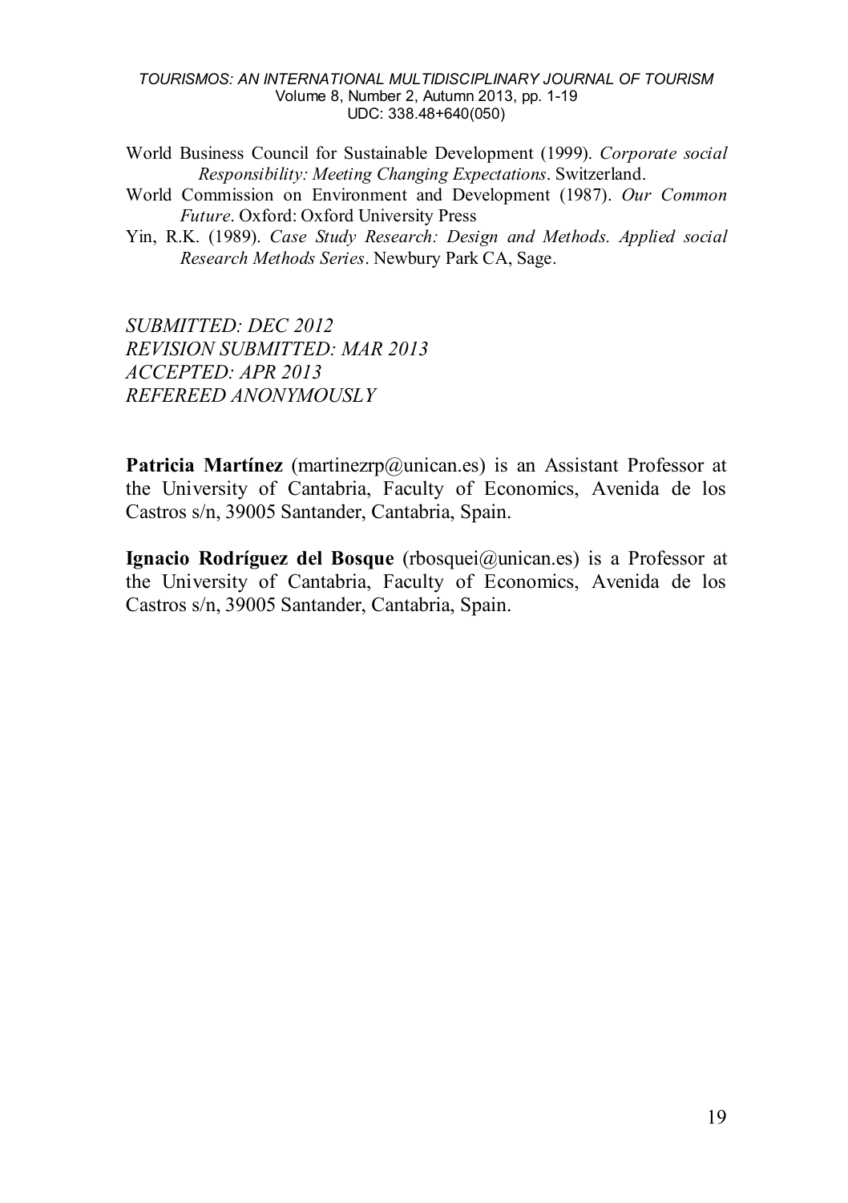World Business Council for Sustainable Development (1999). *Corporate social Responsibility: Meeting Changing Expectations*. Switzerland.

World Commission on Environment and Development (1987). *Our Common Future*. Oxford: Oxford University Press

Yin, R.K. (1989). *Case Study Research: Design and Methods. Applied social Research Methods Series*. Newbury Park CA, Sage.

*SUBMITTED: DEC 2012*
*REVISION SUBMITTED: MAR 2013*
*ACCEPTED: APR 2013*
*REFEREED ANONYMOUSLY*

**Patricia Martínez** (martinezrp@unican.es) is an Assistant Professor at the University of Cantabria, Faculty of Economics, Avenida de los Castros s/n, 39005 Santander, Cantabria, Spain.

**Ignacio Rodríguez del Bosque** (rbosquei@unican.es) is a Professor at the University of Cantabria, Faculty of Economics, Avenida de los Castros s/n, 39005 Santander, Cantabria, Spain.